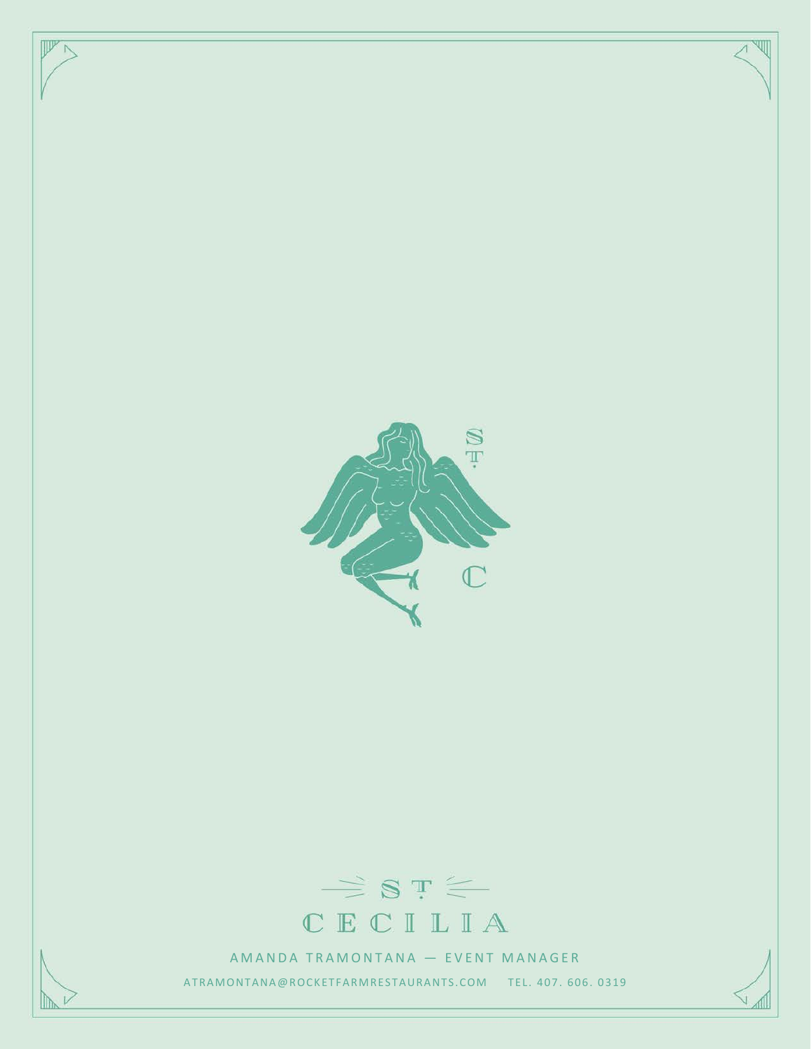# ST CECILIA

AMANDA TRAMONTANA — EVENT MANAGER

ATRAMONTANA@ROCKETFARMRESTAURANTS.COM TEL. 407. 606. 0319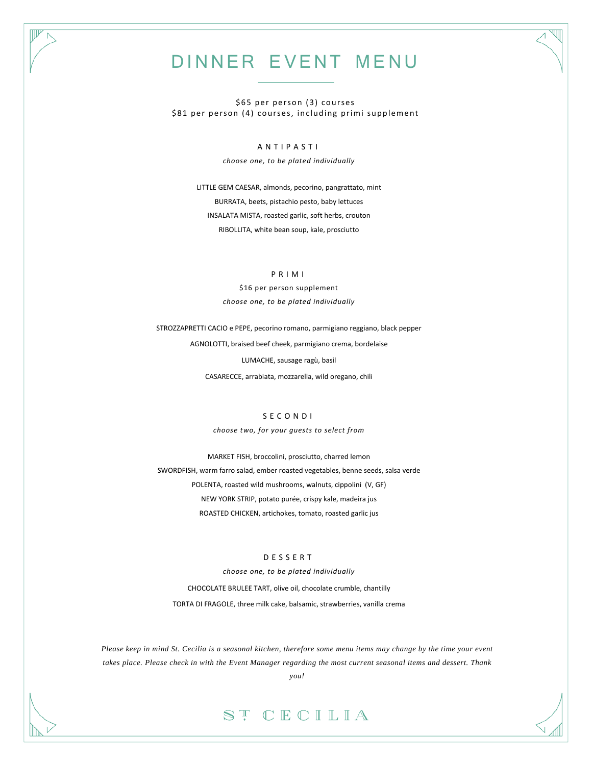# DINNER EVENT MENU

$65 per person (3) courses
$81 per person (4) courses, including primi supplement

## ANTIPASTI

*choose one, to be plated individually*

LITTLE GEM CAESAR, almonds, pecorino, pangrattato, mint

BURRATA, beets, pistachio pesto, baby lettuces

INSALATA MISTA, roasted garlic, soft herbs, crouton

RIBOLLITA, white bean soup, kale, prosciutto

## PRIMI

$16 per person supplement

*choose one, to be plated individually*

STROZZAPRETTI CACIO e PEPE, pecorino romano, parmigiano reggiano, black pepper

AGNOLOTTI, braised beef cheek, parmigiano crema, bordelaise

LUMACHE, sausage ragù, basil

CASARECCE, arrabiata, mozzarella, wild oregano, chili

## SECONDI

*choose two, for your guests to select from*

MARKET FISH, broccolini, prosciutto, charred lemon

SWORDFISH, warm farro salad, ember roasted vegetables, benne seeds, salsa verde

POLENTA, roasted wild mushrooms, walnuts, cippolini (V, GF)

NEW YORK STRIP, potato purée, crispy kale, madeira jus

ROASTED CHICKEN, artichokes, tomato, roasted garlic jus

## DESSERT

*choose one, to be plated individually*

CHOCOLATE BRULEE TART, olive oil, chocolate crumble, chantilly

TORTA DI FRAGOLE, three milk cake, balsamic, strawberries, vanilla crema

*Please keep in mind St. Cecilia is a seasonal kitchen, therefore some menu items may change by the time your event takes place. Please check in with the Event Manager regarding the most current seasonal items and dessert. Thank you!*

ST CECILIA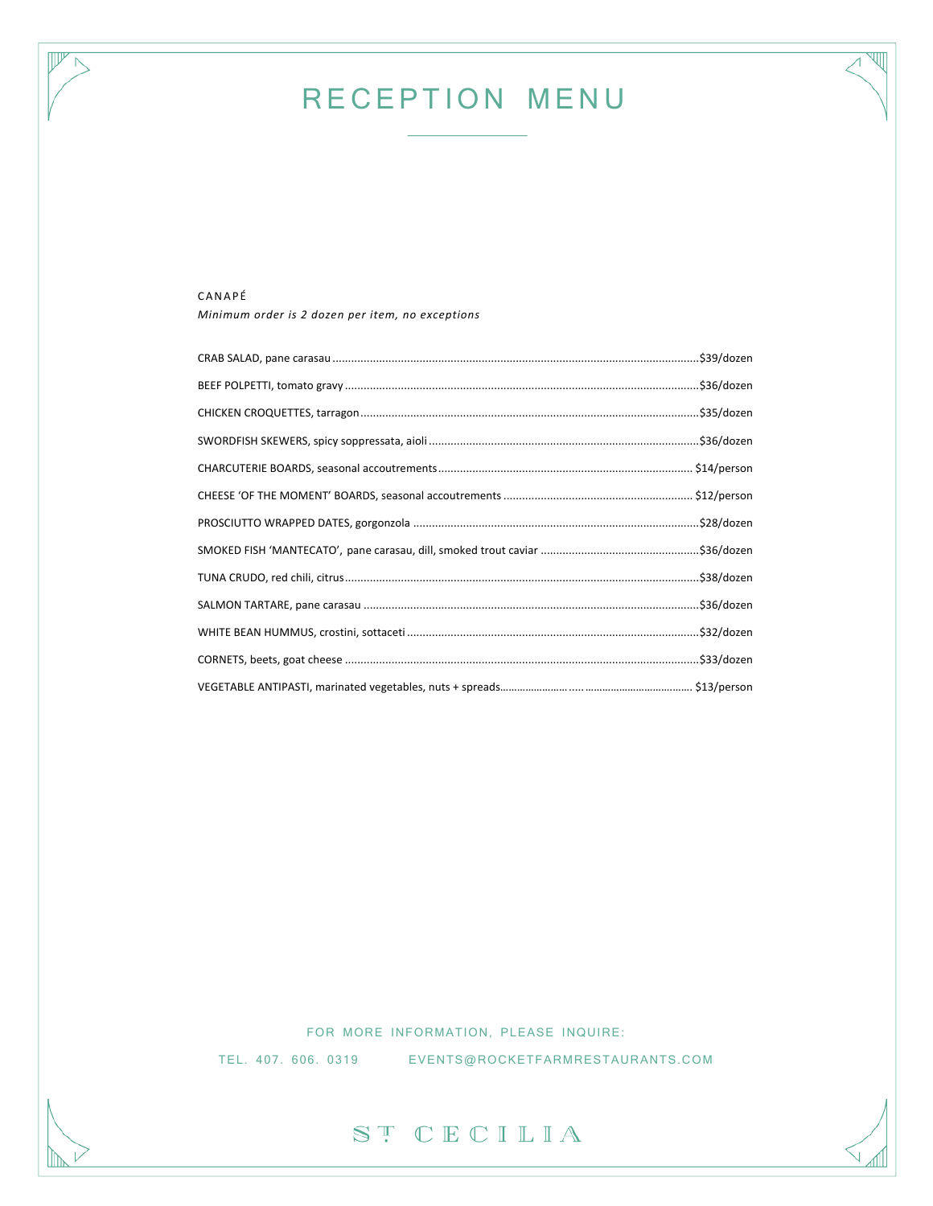# RECEPTION MENU

## CANAPÉ

*Minimum order is 2 dozen per item, no exceptions*

CRAB SALAD, pane carasau ........................................ $39/dozen

BEEF POLPETTI, tomato gravy ........................................ $36/dozen

CHICKEN CROQUETTES, tarragon ........................................ $35/dozen

SWORDFISH SKEWERS, spicy soppressata, aioli ........................................ $36/dozen

CHARCUTERIE BOARDS, seasonal accoutrements ........................................ $14/person

CHEESE 'OF THE MOMENT' BOARDS, seasonal accoutrements ........................................ $12/person

PROSCIUTTO WRAPPED DATES, gorgonzola ........................................ $28/dozen

SMOKED FISH 'MANTECATO', pane carasau, dill, smoked trout caviar ........................................ $36/dozen

TUNA CRUDO, red chili, citrus ........................................ $38/dozen

SALMON TARTARE, pane carasau ........................................ $36/dozen

WHITE BEAN HUMMUS, crostini, sottaceti ........................................ $32/dozen

CORNETS, beets, goat cheese ........................................ $33/dozen

VEGETABLE ANTIPASTI, marinated vegetables, nuts + spreads ........................................ $13/person

FOR MORE INFORMATION, PLEASE INQUIRE:

TEL. 407. 606. 0319 EVENTS@ROCKETFARMRESTAURANTS.COM

ST CECILIA